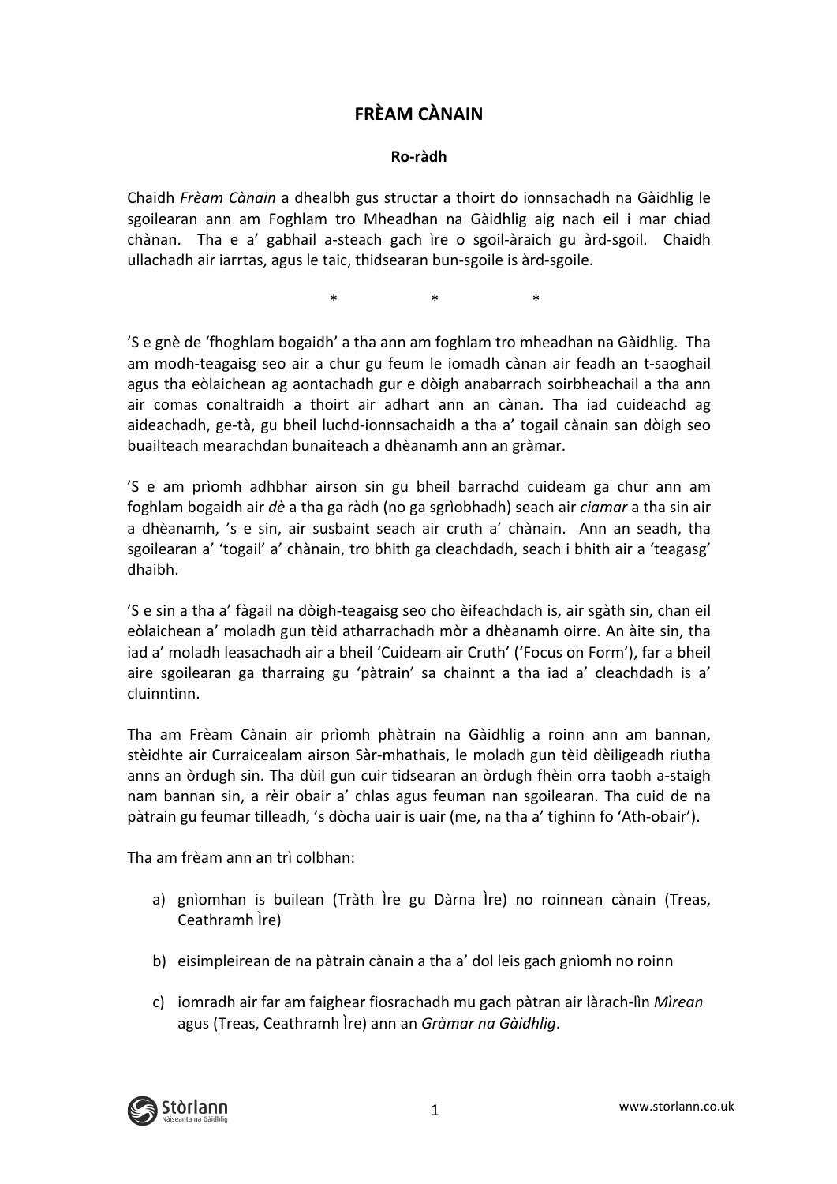# FRÈAM CÀNAIN

## Ro-ràdh

Chaidh *Frèam Cànain* a dhealbh gus structar a thoirt do ionnsachadh na Gàidhlig le sgoilearan ann am Foghlam tro Mheadhan na Gàidhlig aig nach eil i mar chiad chànan. Tha e a' gabhail a-steach gach ìre o sgoil-àraich gu àrd-sgoil. Chaidh ullachadh air iarrtas, agus le taic, thidsearan bun-sgoile is àrd-sgoile.

\* \* \*

'S e gnè de 'fhoghlam bogaidh' a tha ann am foghlam tro mheadhan na Gàidhlig. Tha am modh-teagaisg seo air a chur gu feum le iomadh cànan air feadh an t-saoghail agus tha eòlaichean ag aontachadh gur e dòigh anabarrach soirbheachail a tha ann air comas conaltraidh a thoirt air adhart ann an cànan. Tha iad cuideachd ag aideachadh, ge-tà, gu bheil luchd-ionnsachaidh a tha a' togail cànain san dòigh seo buailteach mearachdan bunaiteach a dhèanamh ann an gràmar.

'S e am prìomh adhbhar airson sin gu bheil barrachd cuideam ga chur ann am foghlam bogaidh air *dè* a tha ga ràdh (no ga sgrìobhadh) seach air *ciamar* a tha sin air a dhèanamh, 's e sin, air susbaint seach air cruth a' chànain. Ann an seadh, tha sgoilearan a' 'togail' a' chànain, tro bhith ga cleachdadh, seach i bhith air a 'teagasg' dhaibh.

'S e sin a tha a' fàgail na dòigh-teagaisg seo cho èifeachdach is, air sgàth sin, chan eil eòlaichean a' moladh gun tèid atharrachadh mòr a dhèanamh oirre. An àite sin, tha iad a' moladh leasachadh air a bheil 'Cuideam air Cruth' ('Focus on Form'), far a bheil aire sgoilearan ga tharraing gu 'pàtrain' sa chainnt a tha iad a' cleachdadh is a' cluinntinn.

Tha am Frèam Cànain air prìomh phàtrain na Gàidhlig a roinn ann am bannan, stèidhte air Curraicealam airson Sàr-mhathais, le moladh gun tèid dèiligeadh riutha anns an òrdugh sin. Tha dùil gun cuir tidsearan an òrdugh fhèin orra taobh a-staigh nam bannan sin, a rèir obair a' chlas agus feuman nan sgoilearan. Tha cuid de na pàtrain gu feumar tilleadh, 's dòcha uair is uair (me, na tha a' tighinn fo 'Ath-obair').

Tha am frèam ann an trì colbhan:

a) gnìomhan is builean (Tràth Ìre gu Dàrna Ìre) no roinnean cànain (Treas, Ceathramh Ìre)

b) eisimpleirean de na pàtrain cànain a tha a' dol leis gach gnìomh no roinn

c) iomradh air far am faighear fiosrachadh mu gach pàtran air làrach-lìn *Mìrean* agus (Treas, Ceathramh Ìre) ann an *Gràmar na Gàidhlig*.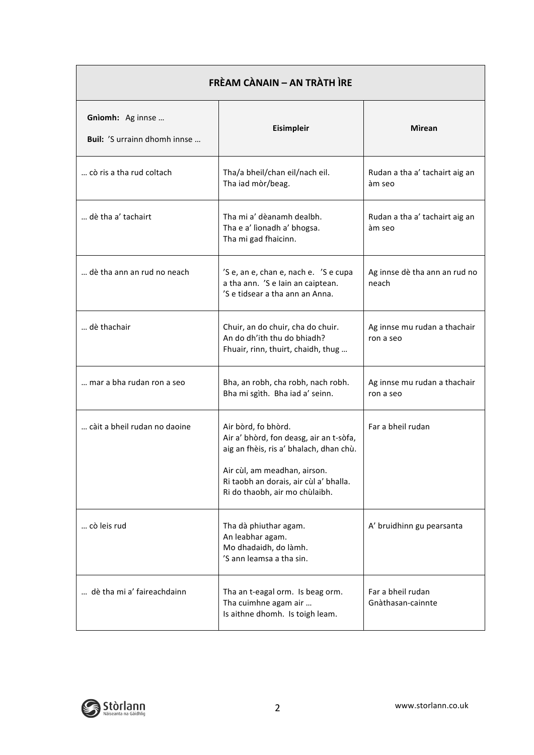| FRÈAM CÀNAIN – AN TRÀTH ÌRE | | |
|---|---|---|
| **Gnìomh:** Ag innse … <br> **Buil:** ’S urrainn dhomh innse … | **Eisimpleir** | **Mìrean** |
| … cò ris a tha rud coltach | Tha/a bheil/chan eil/nach eil. <br> Tha iad mòr/beag. | Rudan a tha a’ tachairt aig an àm seo |
| … dè tha a’ tachairt | Tha mi a’ dèanamh dealbh. <br> Tha e a’ lìonadh a’ bhogsa. <br> Tha mi gad fhaicinn. | Rudan a tha a’ tachairt aig an àm seo |
| … dè tha ann an rud no neach | ’S e, an e, chan e, nach e. ’S e cupa a tha ann. ’S e Iain an caiptean. <br> ’S e tidsear a tha ann an Anna. | Ag innse dè tha ann an rud no neach |
| … dè thachair | Chuir, an do chuir, cha do chuir. <br> An do dh’ith thu do bhiadh? <br> Fhuair, rinn, thuirt, chaidh, thug … | Ag innse mu rudan a thachair ron a seo |
| … mar a bha rudan ron a seo | Bha, an robh, cha robh, nach robh. <br> Bha mi sgìth. Bha iad a’ seinn. | Ag innse mu rudan a thachair ron a seo |
| … càit a bheil rudan no daoine | Air bòrd, fo bhòrd. <br> Air a’ bhòrd, fon deasg, air an t-sòfa, aig an fhèis, ris a’ bhalach, dhan chù. <br><br> Air cùl, am meadhan, airson. <br> Ri taobh an dorais, air cùl a’ bhalla. <br> Ri do thaobh, air mo chùlaibh. | Far a bheil rudan |
| … cò leis rud | Tha dà phiuthar agam. <br> An leabhar agam. <br> Mo dhadaidh, do làmh. <br> ’S ann leamsa a tha sin. | A’ bruidhinn gu pearsanta |
| … dè tha mi a’ faireachdainn | Tha an t-eagal orm. Is beag orm. <br> Tha cuimhne agam air … <br> Is aithne dhomh. Is toigh leam. | Far a bheil rudan <br> Gnàthasan-cainnte |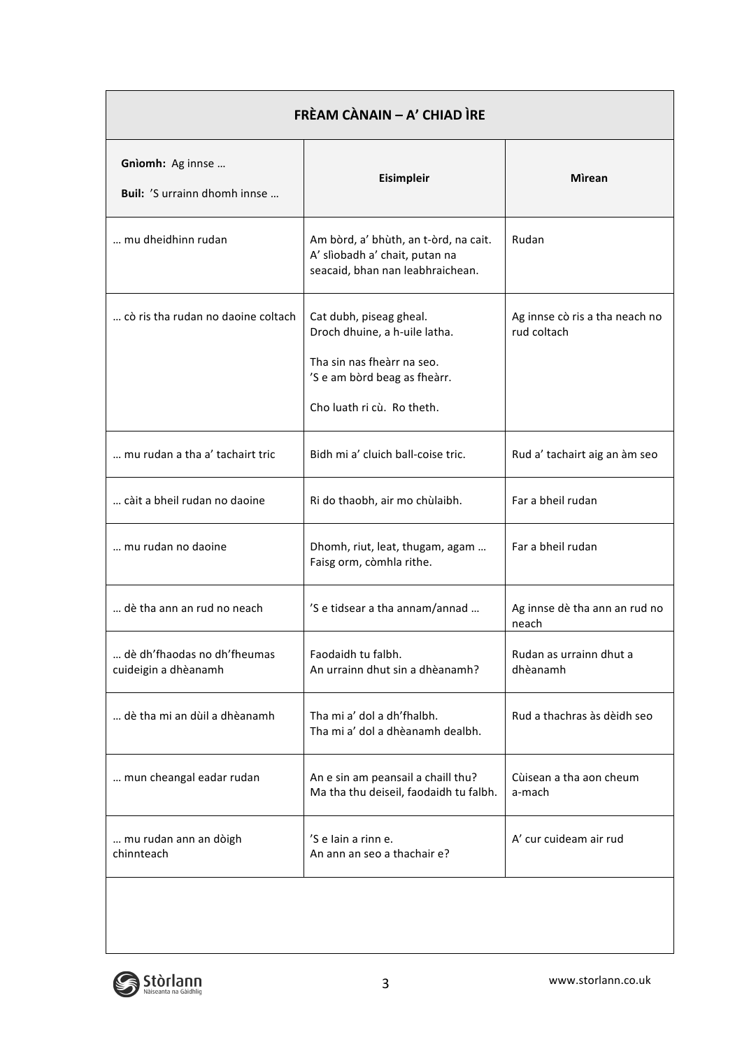| FRÈAM CÀNAIN – A' CHIAD ÌRE | | |
|---|---|---|
| **Gnìomh:** Ag innse …<br>**Buil:** 'S urrainn dhomh innse … | Eisimpleir | Mìrean |
| … mu dheidhinn rudan | Am bòrd, a' bhùth, an t-òrd, na cait.<br>A' sliobadh a' chait, putan na seacaid, bhan nan leabhraichean. | Rudan |
| … cò ris tha rudan no daoine coltach | Cat dubh, piseag gheal.<br>Droch dhuine, a h-uile latha.<br><br>Tha sin nas fheàrr na seo.<br>'S e am bòrd beag as fheàrr.<br><br>Cho luath ri cù. Ro theth. | Ag innse cò ris a tha neach no rud coltach |
| … mu rudan a tha a' tachairt tric | Bidh mi a' cluich ball-coise tric. | Rud a' tachairt aig an àm seo |
| … càit a bheil rudan no daoine | Ri do thaobh, air mo chùlaibh. | Far a bheil rudan |
| … mu rudan no daoine | Dhomh, riut, leat, thugam, agam …<br>Faisg orm, còmhla rithe. | Far a bheil rudan |
| … dè tha ann an rud no neach | 'S e tidsear a tha annam/annad … | Ag innse dè tha ann an rud no neach |
| … dè dh'fhaodas no dh'fheumas cuideigin a dhèanamh | Faodaidh tu falbh.<br>An urrainn dhut sin a dhèanamh? | Rudan as urrainn dhut a dhèanamh |
| … dè tha mi an dùil a dhèanamh | Tha mi a' dol a dh'fhalbh.<br>Tha mi a' dol a dhèanamh dealbh. | Rud a thachras às dèidh seo |
| … mun cheangal eadar rudan | An e sin am peansail a chaill thu?<br>Ma tha thu deiseil, faodaidh tu falbh. | Cùisean a tha aon cheum a-mach |
| … mu rudan ann an dòigh chinnteach | 'S e Iain a rinn e.<br>An ann an seo a thachair e? | A' cur cuideam air rud |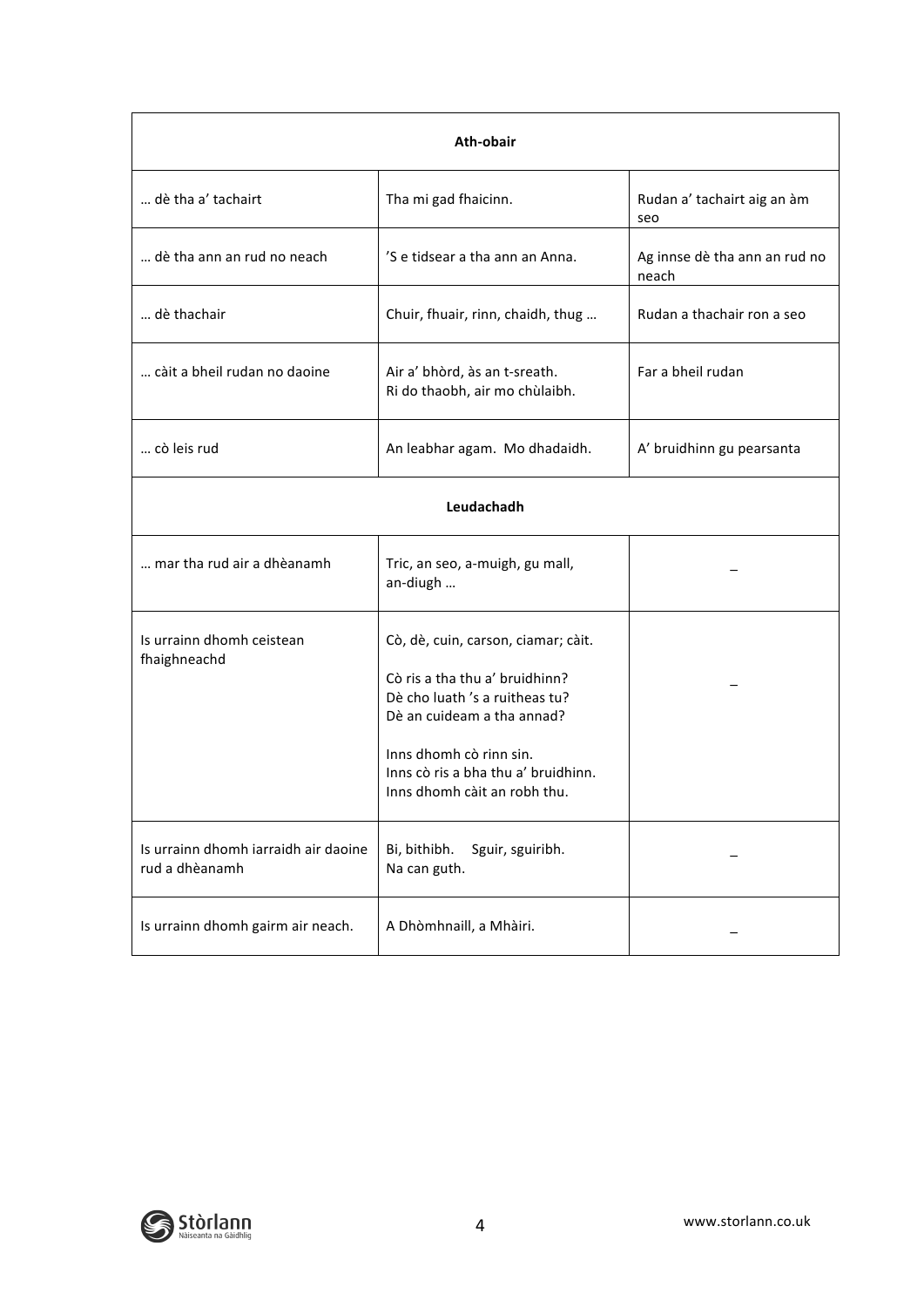| Ath-obair | | |
|---|---|---|
| … dè tha a' tachairt | Tha mi gad fhaicinn. | Rudan a' tachairt aig an àm seo |
| … dè tha ann an rud no neach | 'S e tidsear a tha ann an Anna. | Ag innse dè tha ann an rud no neach |
| … dè thachair | Chuir, fhuair, rinn, chaidh, thug … | Rudan a thachair ron a seo |
| … càit a bheil rudan no daoine | Air a' bhòrd, às an t-sreath.<br>Ri do thaobh, air mo chùlaibh. | Far a bheil rudan |
| … cò leis rud | An leabhar agam. Mo dhadaidh. | A' bruidhinn gu pearsanta |
| **Leudachadh** | | |
| … mar tha rud air a dhèanamh | Tric, an seo, a-muigh, gu mall, an-diugh … | – |
| Is urrainn dhomh ceistean fhaighneachd | Cò, dè, cuin, carson, ciamar; càit.<br><br>Cò ris a tha thu a' bruidhinn?<br>Dè cho luath 's a ruitheas tu?<br>Dè an cuideam a tha annad?<br><br>Inns dhomh cò rinn sin.<br>Inns cò ris a bha thu a' bruidhinn.<br>Inns dhomh càit an robh thu. | – |
| Is urrainn dhomh iarraidh air daoine rud a dhèanamh | Bi, bithibh. Sguir, sguiribh.<br>Na can guth. | – |
| Is urrainn dhomh gairm air neach. | A Dhòmhnaill, a Mhàiri. | – |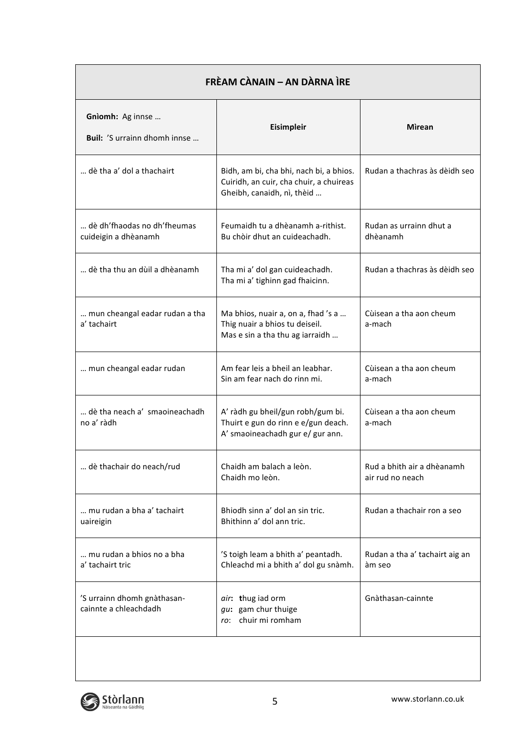| FRÈAM CÀNAIN – AN DÀRNA ÌRE | | |
|---|---|---|
| **Gnìomh:** Ag innse …<br>**Buil:** 'S urrainn dhomh innse … | **Eisimpleir** | **Mìrean** |
| … dè tha a' dol a thachairt | Bidh, am bi, cha bhi, nach bi, a bhios.<br>Cuiridh, an cuir, cha chuir, a chuireas<br>Gheibh, canaidh, nì, thèid … | Rudan a thachras às dèidh seo |
| … dè dh'fhaodas no dh'fheumas cuideigin a dhèanamh | Feumaidh tu a dhèanamh a-rithist.<br>Bu chòir dhut an cuideachadh. | Rudan as urrainn dhut a dhèanamh |
| … dè tha thu an dùil a dhèanamh | Tha mi a' dol gan cuideachadh.<br>Tha mi a' tighinn gad fhaicinn. | Rudan a thachras às dèidh seo |
| … mun cheangal eadar rudan a tha a' tachairt | Ma bhios, nuair a, on a, fhad 's a …<br>Thig nuair a bhios tu deiseil.<br>Mas e sin a tha thu ag iarraidh … | Cùisean a tha aon cheum a-mach |
| … mun cheangal eadar rudan | Am fear leis a bheil an leabhar.<br>Sin am fear nach do rinn mi. | Cùisean a tha aon cheum a-mach |
| … dè tha neach a' smaoineachadh no a' ràdh | A' ràdh gu bheil/gun robh/gum bi.<br>Thuirt e gun do rinn e e/gun deach.<br>A' smaoineachadh gur e/ gur ann. | Cùisean a tha aon cheum a-mach |
| … dè thachair do neach/rud | Chaidh am balach a leòn.<br>Chaidh mo leòn. | Rud a bhith air a dhèanamh air rud no neach |
| … mu rudan a bha a' tachairt uaireigin | Bhiodh sinn a' dol an sin tric.<br>Bhithinn a' dol ann tric. | Rudan a thachair ron a seo |
| … mu rudan a bhios no a bha a' tachairt tric | 'S toigh leam a bhith a' peantadh.<br>Chleachd mi a bhith a' dol gu snàmh. | Rudan a tha a' tachairt aig an àm seo |
| 'S urrainn dhomh gnàthasan-cainnte a chleachdadh | *air*: **t**hug iad orm<br>*gu*: gam chur thuige<br>*ro*: chuir mi romham | Gnàthasan-cainnte |
| | | |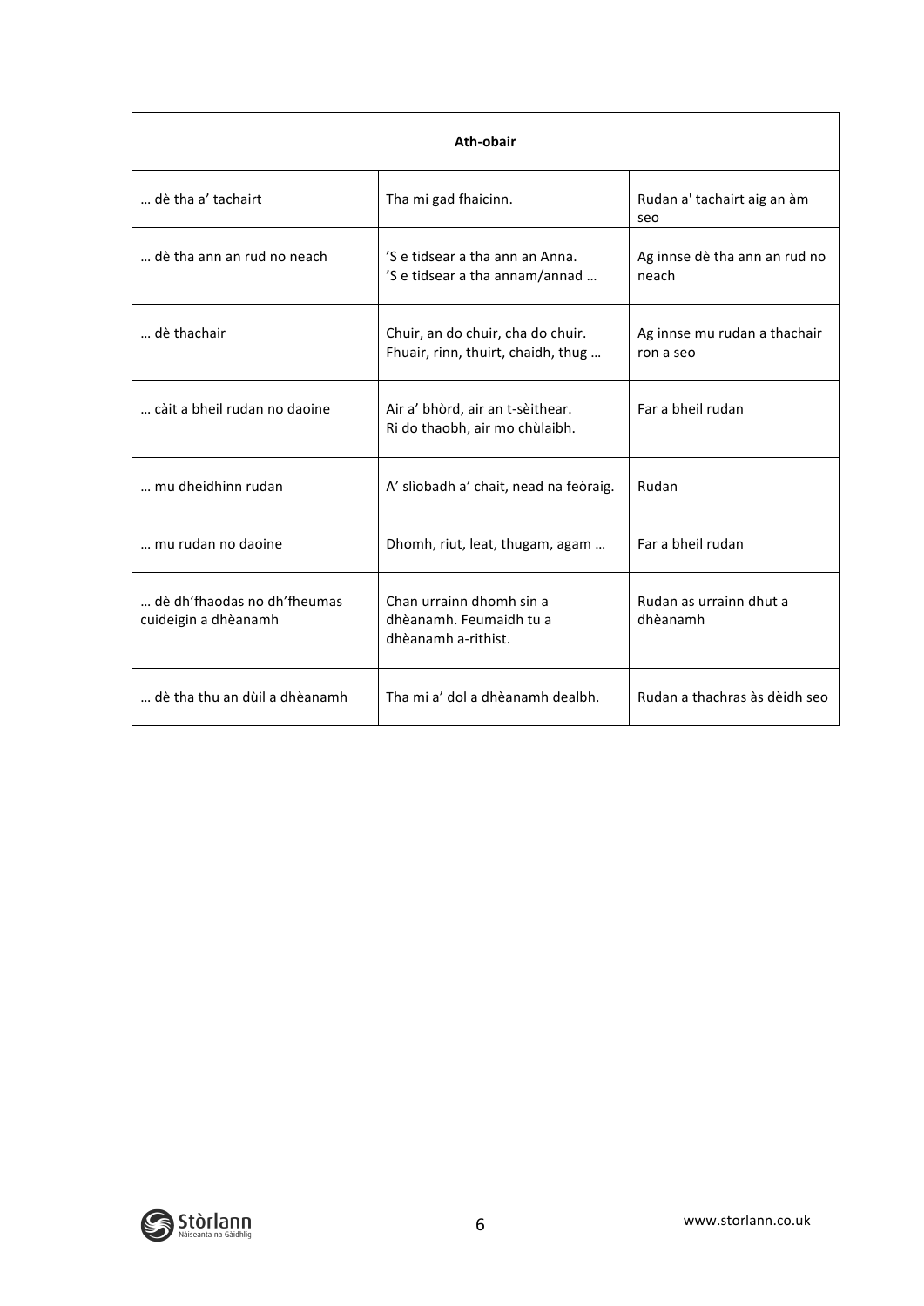| Ath-obair | | |
|---|---|---|
| … dè tha a' tachairt | Tha mi gad fhaicinn. | Rudan a' tachairt aig an àm seo |
| … dè tha ann an rud no neach | 'S e tidsear a tha ann an Anna. 'S e tidsear a tha annam/annad … | Ag innse dè tha ann an rud no neach |
| … dè thachair | Chuir, an do chuir, cha do chuir. Fhuair, rinn, thuirt, chaidh, thug … | Ag innse mu rudan a thachair ron a seo |
| … càit a bheil rudan no daoine | Air a' bhòrd, air an t-sèithear. Ri do thaobh, air mo chùlaibh. | Far a bheil rudan |
| … mu dheidhinn rudan | A' slìobadh a' chait, nead na feòraig. | Rudan |
| … mu rudan no daoine | Dhomh, riut, leat, thugam, agam … | Far a bheil rudan |
| … dè dh'fhaodas no dh'fheumas cuideigin a dhèanamh | Chan urrainn dhomh sin a dhèanamh. Feumaidh tu a dhèanamh a-rithist. | Rudan as urrainn dhut a dhèanamh |
| … dè tha thu an dùil a dhèanamh | Tha mi a' dol a dhèanamh dealbh. | Rudan a thachras às dèidh seo |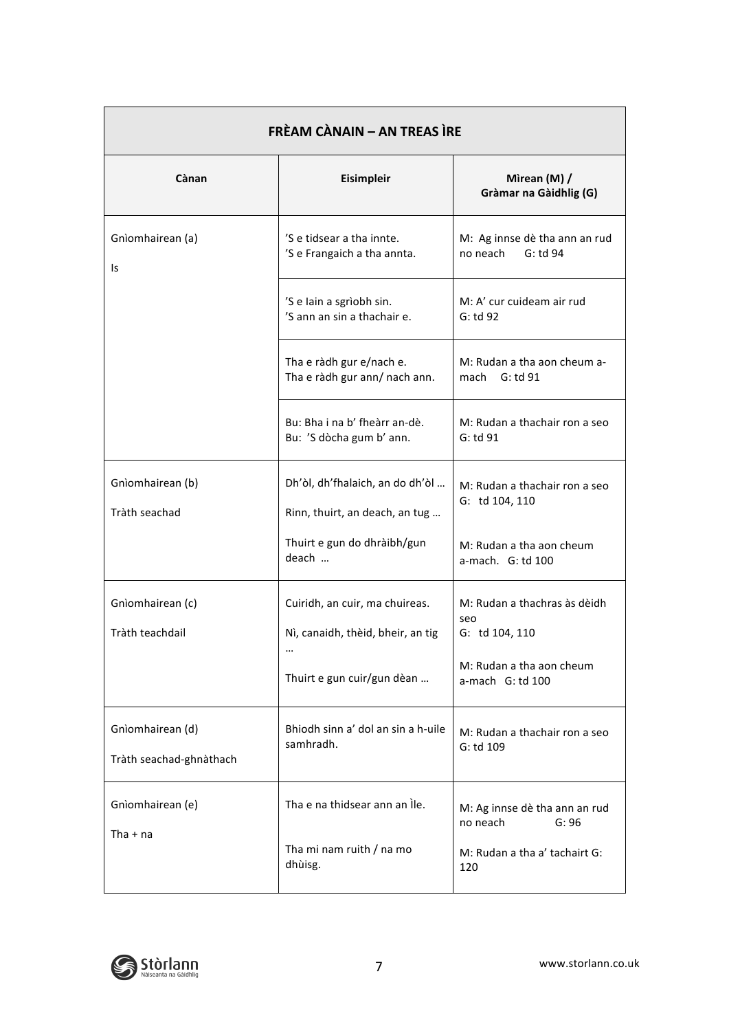| FRÈAM CÀNAIN – AN TREAS ÌRE | | |
|---|---|---|
| **Cànan** | **Eisimpleir** | **Mìrean (M) / Gràmar na Gàidhlig (G)** |
| Gnìomhairean (a)<br><br>Is | 'S e tidsear a tha innte.<br>'S e Frangaich a tha annta. | M: Ag innse dè tha ann an rud no neach G: td 94 |
| | 'S e Iain a sgrìobh sin.<br>'S ann an sin a thachair e. | M: A' cur cuideam air rud<br>G: td 92 |
| | Tha e ràdh gur e/nach e.<br>Tha e ràdh gur ann/ nach ann. | M: Rudan a tha aon cheum a-mach G: td 91 |
| | Bu: Bha i na b' fheàrr an-dè.<br>Bu: 'S dòcha gum b' ann. | M: Rudan a thachair ron a seo<br>G: td 91 |
| Gnìomhairean (b)<br><br>Tràth seachad | Dh'òl, dh'fhalaich, an do dh'òl …<br><br>Rinn, thuirt, an deach, an tug …<br><br>Thuirt e gun do dhràibh/gun deach … | M: Rudan a thachair ron a seo<br>G: td 104, 110<br><br>M: Rudan a tha aon cheum a-mach. G: td 100 |
| Gnìomhairean (c)<br><br>Tràth teachdail | Cuiridh, an cuir, ma chuireas.<br><br>Nì, canaidh, thèid, bheir, an tig …<br><br>Thuirt e gun cuir/gun dèan … | M: Rudan a thachras às dèidh seo<br>G: td 104, 110<br><br>M: Rudan a tha aon cheum a-mach G: td 100 |
| Gnìomhairean (d)<br><br>Tràth seachad-ghnàthach | Bhiodh sinn a' dol an sin a h-uile samhradh. | M: Rudan a thachair ron a seo<br>G: td 109 |
| Gnìomhairean (e)<br><br>Tha + na | Tha e na thidsear ann an Ìle.<br><br>Tha mi nam ruith / na mo dhùisg. | M: Ag innse dè tha ann an rud no neach G: 96<br><br>M: Rudan a tha a' tachairt G: 120 |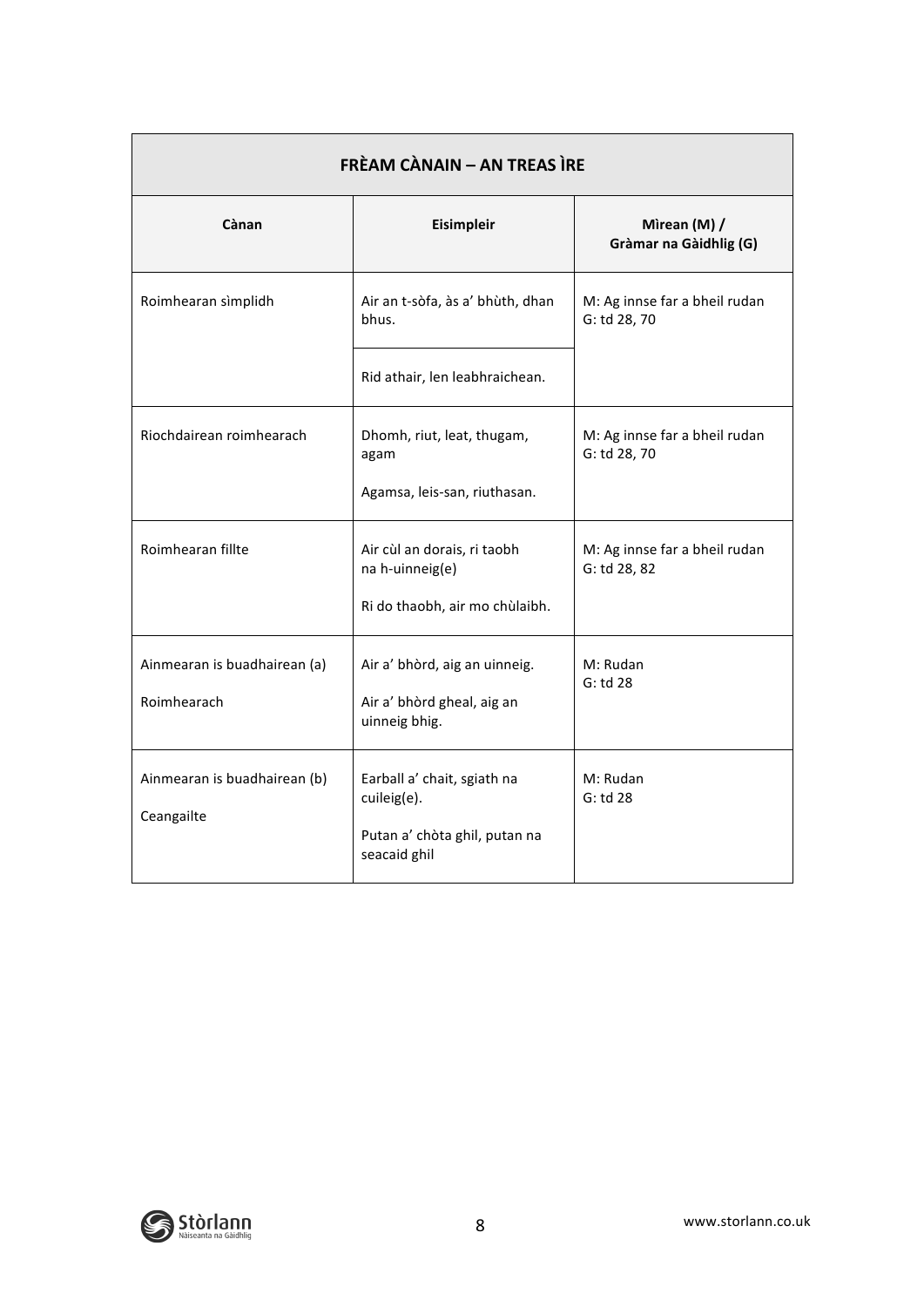| FRÈAM CÀNAIN – AN TREAS ÌRE | | |
|---|---|---|
| **Cànan** | **Eisimpleir** | **Mìrean (M) / Gràmar na Gàidhlig (G)** |
| Roimhearan sìmplidh | Air an t-sòfa, às a' bhùth, dhan bhus.<br><br>Rid athair, len leabhraichean. | M: Ag innse far a bheil rudan<br>G: td 28, 70 |
| Riochdairean roimhearach | Dhomh, riut, leat, thugam, agam<br><br>Agamsa, leis-san, riuthasan. | M: Ag innse far a bheil rudan<br>G: td 28, 70 |
| Roimhearan fillte | Air cùl an dorais, ri taobh na h-uinneig(e)<br><br>Ri do thaobh, air mo chùlaibh. | M: Ag innse far a bheil rudan<br>G: td 28, 82 |
| Ainmearan is buadhairean (a)<br><br>Roimhearach | Air a' bhòrd, aig an uinneig.<br><br>Air a' bhòrd gheal, aig an uinneig bhig. | M: Rudan<br>G: td 28 |
| Ainmearan is buadhairean (b)<br><br>Ceangailte | Earball a' chait, sgiath na cuileig(e).<br><br>Putan a' chòta ghil, putan na seacaid ghil | M: Rudan<br>G: td 28 |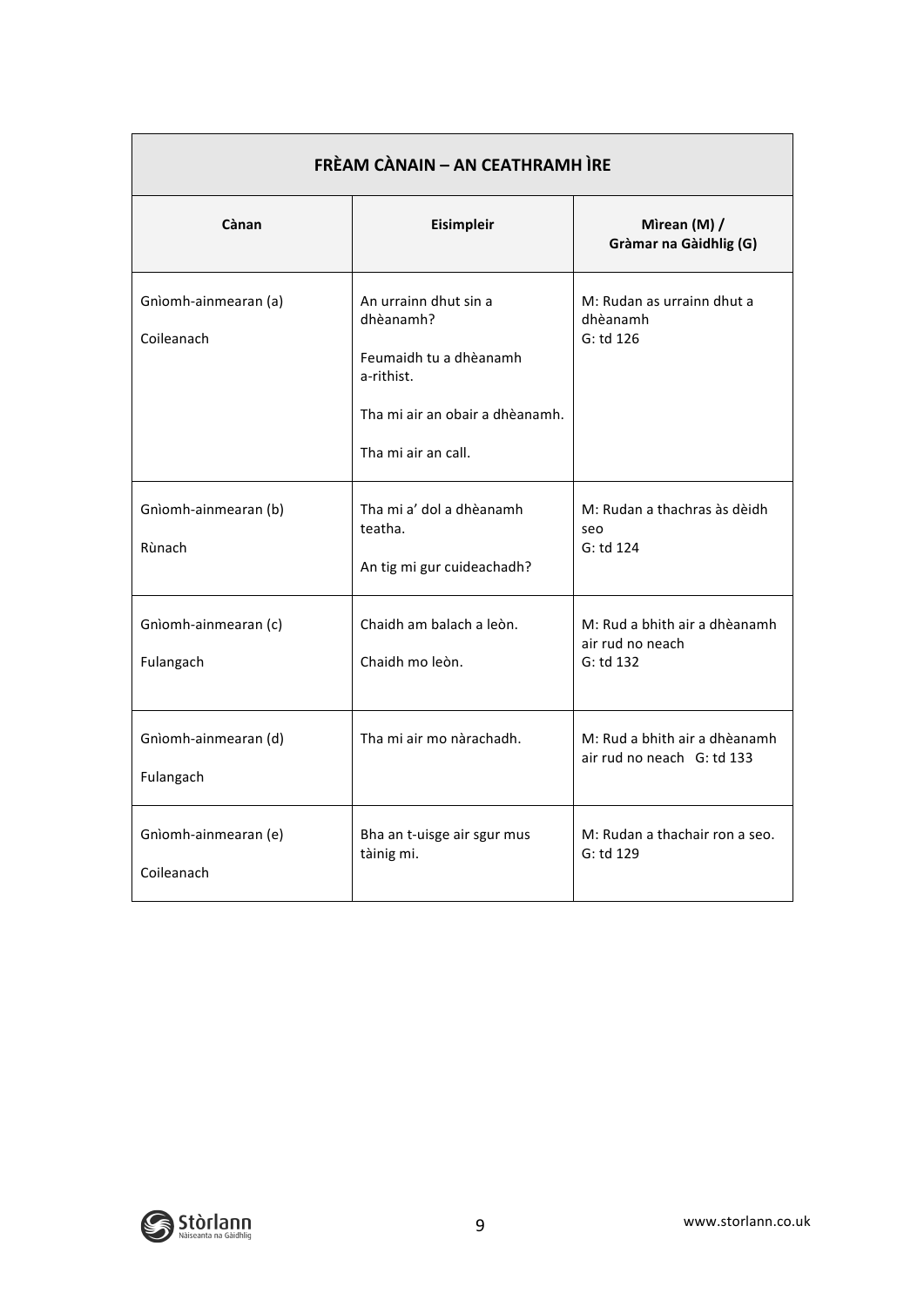| FRÈAM CÀNAIN – AN CEATHRAMH ÌRE | | |
|---|---|---|
| **Cànan** | **Eisimpleir** | **Mìrean (M) / Gràmar na Gàidhlig (G)** |
| Gnìomh-ainmearan (a)<br><br>Coileanach | An urrainn dhut sin a dhèanamh?<br><br>Feumaidh tu a dhèanamh a-rithist.<br><br>Tha mi air an obair a dhèanamh.<br><br>Tha mi air an call. | M: Rudan as urrainn dhut a dhèanamh<br>G: td 126 |
| Gnìomh-ainmearan (b)<br><br>Rùnach | Tha mi a' dol a dhèanamh teatha.<br><br>An tig mi gur cuideachadh? | M: Rudan a thachras às dèidh seo<br>G: td 124 |
| Gnìomh-ainmearan (c)<br><br>Fulangach | Chaidh am balach a leòn.<br><br>Chaidh mo leòn. | M: Rud a bhith air a dhèanamh air rud no neach<br>G: td 132 |
| Gnìomh-ainmearan (d)<br><br>Fulangach | Tha mi air mo nàrachadh. | M: Rud a bhith air a dhèanamh air rud no neach G: td 133 |
| Gnìomh-ainmearan (e)<br><br>Coileanach | Bha an t-uisge air sgur mus tàinig mi. | M: Rudan a thachair ron a seo.<br>G: td 129 |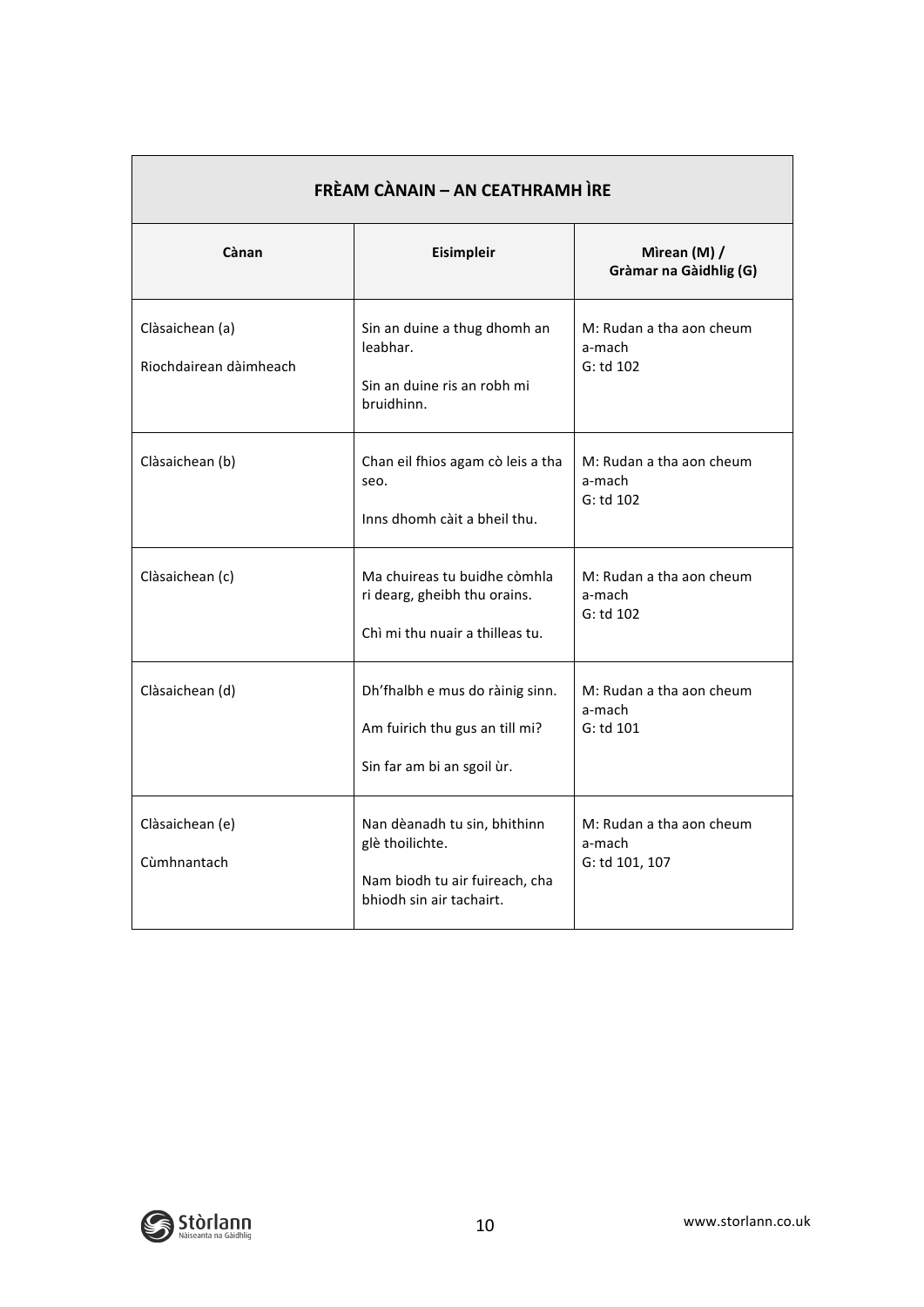| FRÈAM CÀNAIN – AN CEATHRAMH ÌRE | | |
|---|---|---|
| **Cànan** | **Eisimpleir** | **Mìrean (M) / Gràmar na Gàidhlig (G)** |
| Clàsaichean (a)<br><br>Riochdairean dàimheach | Sin an duine a thug dhomh an leabhar.<br><br>Sin an duine ris an robh mi bruidhinn. | M: Rudan a tha aon cheum a-mach<br>G: td 102 |
| Clàsaichean (b) | Chan eil fhios agam cò leis a tha seo.<br><br>Inns dhomh càit a bheil thu. | M: Rudan a tha aon cheum a-mach<br>G: td 102 |
| Clàsaichean (c) | Ma chuireas tu buidhe còmhla ri dearg, gheibh thu orains.<br><br>Chì mi thu nuair a thilleas tu. | M: Rudan a tha aon cheum a-mach<br>G: td 102 |
| Clàsaichean (d) | Dh'fhalbh e mus do ràinig sinn.<br><br>Am fuirich thu gus an till mi?<br><br>Sin far am bi an sgoil ùr. | M: Rudan a tha aon cheum a-mach<br>G: td 101 |
| Clàsaichean (e)<br><br>Cùmhnantach | Nan dèanadh tu sin, bhithinn glè thoilichte.<br><br>Nam biodh tu air fuireach, cha bhiodh sin air tachairt. | M: Rudan a tha aon cheum a-mach<br>G: td 101, 107 |

Stòrlann Nàiseanta na Gàidhlig

www.storlann.co.uk